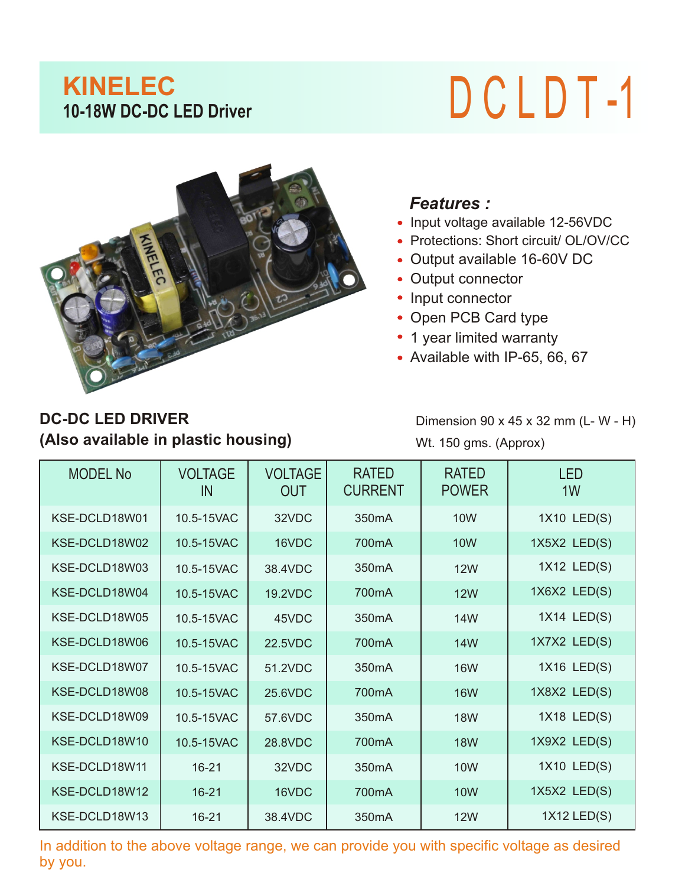# KINELEC

## 10-18W DC-DC LED Driver

# DCLDT-1

### *Features :*

- Input voltage available 12-56VDC
- Protections: Short circuit/ OL/OV/CC
- Output available 16-60V DC
- Output connector
- Input connector
- Open PCB Card type
- 1 year limited warranty
- Available with IP-65, 66, 67

**DC-DC LED DRIVER**
**(Also available in plastic housing)**

Dimension 90 x 45 x 32 mm (L- W - H)

Wt. 150 gms. (Approx)

| MODEL No | VOLTAGE IN | VOLTAGE OUT | RATED CURRENT | RATED POWER | LED 1W |
|---|---|---|---|---|---|
| KSE-DCLD18W01 | 10.5-15VAC | 32VDC | 350mA | 10W | 1X10 LED(S) |
| KSE-DCLD18W02 | 10.5-15VAC | 16VDC | 700mA | 10W | 1X5X2 LED(S) |
| KSE-DCLD18W03 | 10.5-15VAC | 38.4VDC | 350mA | 12W | 1X12 LED(S) |
| KSE-DCLD18W04 | 10.5-15VAC | 19.2VDC | 700mA | 12W | 1X6X2 LED(S) |
| KSE-DCLD18W05 | 10.5-15VAC | 45VDC | 350mA | 14W | 1X14 LED(S) |
| KSE-DCLD18W06 | 10.5-15VAC | 22.5VDC | 700mA | 14W | 1X7X2 LED(S) |
| KSE-DCLD18W07 | 10.5-15VAC | 51.2VDC | 350mA | 16W | 1X16 LED(S) |
| KSE-DCLD18W08 | 10.5-15VAC | 25.6VDC | 700mA | 16W | 1X8X2 LED(S) |
| KSE-DCLD18W09 | 10.5-15VAC | 57.6VDC | 350mA | 18W | 1X18 LED(S) |
| KSE-DCLD18W10 | 10.5-15VAC | 28.8VDC | 700mA | 18W | 1X9X2 LED(S) |
| KSE-DCLD18W11 | 16-21 | 32VDC | 350mA | 10W | 1X10 LED(S) |
| KSE-DCLD18W12 | 16-21 | 16VDC | 700mA | 10W | 1X5X2 LED(S) |
| KSE-DCLD18W13 | 16-21 | 38.4VDC | 350mA | 12W | 1X12 LED(S) |

In addition to the above voltage range, we can provide you with specific voltage as desired by you.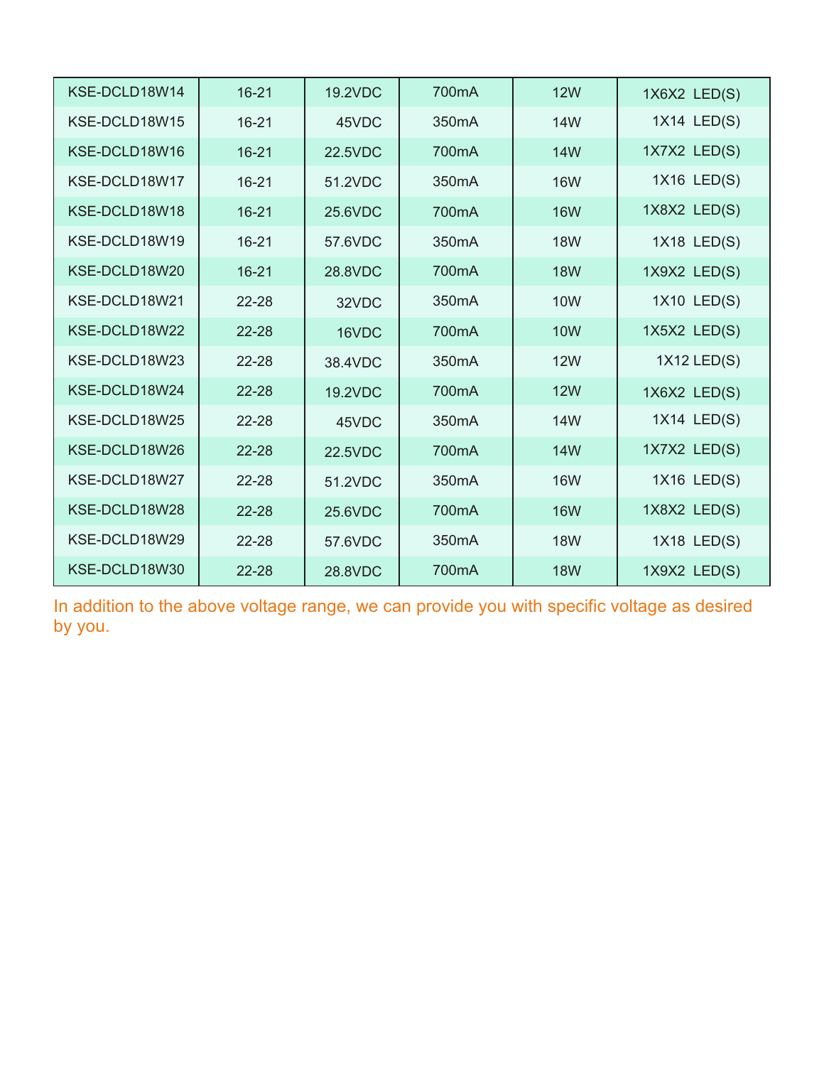| | | | | | |
|---|---|---|---|---|---|
| KSE-DCLD18W14 | 16-21 | 19.2VDC | 700mA | 12W | 1X6X2 LED(S) |
| KSE-DCLD18W15 | 16-21 | 45VDC | 350mA | 14W | 1X14 LED(S) |
| KSE-DCLD18W16 | 16-21 | 22.5VDC | 700mA | 14W | 1X7X2 LED(S) |
| KSE-DCLD18W17 | 16-21 | 51.2VDC | 350mA | 16W | 1X16 LED(S) |
| KSE-DCLD18W18 | 16-21 | 25.6VDC | 700mA | 16W | 1X8X2 LED(S) |
| KSE-DCLD18W19 | 16-21 | 57.6VDC | 350mA | 18W | 1X18 LED(S) |
| KSE-DCLD18W20 | 16-21 | 28.8VDC | 700mA | 18W | 1X9X2 LED(S) |
| KSE-DCLD18W21 | 22-28 | 32VDC | 350mA | 10W | 1X10 LED(S) |
| KSE-DCLD18W22 | 22-28 | 16VDC | 700mA | 10W | 1X5X2 LED(S) |
| KSE-DCLD18W23 | 22-28 | 38.4VDC | 350mA | 12W | 1X12 LED(S) |
| KSE-DCLD18W24 | 22-28 | 19.2VDC | 700mA | 12W | 1X6X2 LED(S) |
| KSE-DCLD18W25 | 22-28 | 45VDC | 350mA | 14W | 1X14 LED(S) |
| KSE-DCLD18W26 | 22-28 | 22.5VDC | 700mA | 14W | 1X7X2 LED(S) |
| KSE-DCLD18W27 | 22-28 | 51.2VDC | 350mA | 16W | 1X16 LED(S) |
| KSE-DCLD18W28 | 22-28 | 25.6VDC | 700mA | 16W | 1X8X2 LED(S) |
| KSE-DCLD18W29 | 22-28 | 57.6VDC | 350mA | 18W | 1X18 LED(S) |
| KSE-DCLD18W30 | 22-28 | 28.8VDC | 700mA | 18W | 1X9X2 LED(S) |

In addition to the above voltage range, we can provide you with specific voltage as desired by you.